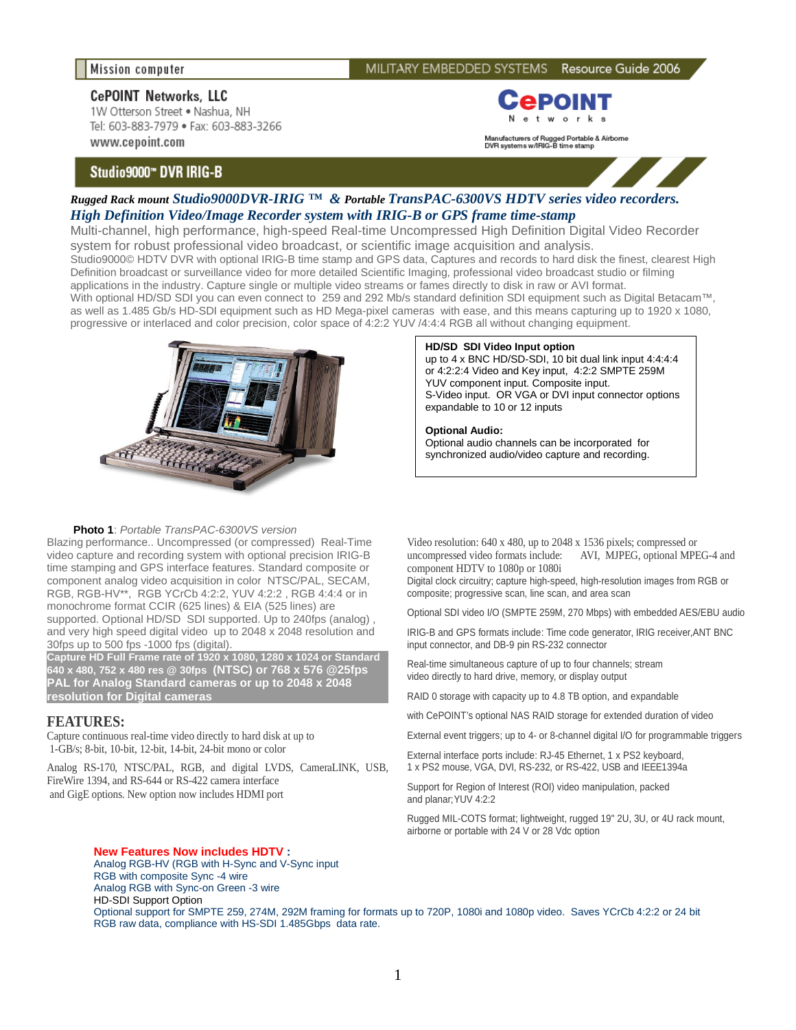Mission computer

MILITARY EMBEDDED SYSTEMS Resource Guide 2006

**CePOINT Networks, LLC**
1W Otterson Street • Nashua, NH
Tel: 603-883-7979 • Fax: 603-883-3266
www.cepoint.com

CePOINT Networks

Manufacturers of Rugged Portable & Airborne DVR systems w/IRIG-B time stamp

## Studio9000™ DVR IRIG-B

### *Rugged Rack mount Studio9000DVR-IRIG ™ & Portable TransPAC-6300VS HDTV series video recorders.*
### *High Definition Video/Image Recorder system with IRIG-B or GPS frame time-stamp*

Multi-channel, high performance, high-speed Real-time Uncompressed High Definition Digital Video Recorder system for robust professional video broadcast, or scientific image acquisition and analysis.

Studio9000© HDTV DVR with optional IRIG-B time stamp and GPS data, Captures and records to hard disk the finest, clearest High Definition broadcast or surveillance video for more detailed Scientific Imaging, professional video broadcast studio or filming applications in the industry. Capture single or multiple video streams or fames directly to disk in raw or AVI format.

With optional HD/SD SDI you can even connect to 259 and 292 Mb/s standard definition SDI equipment such as Digital Betacam™, as well as 1.485 Gb/s HD-SDI equipment such as HD Mega-pixel cameras with ease, and this means capturing up to 1920 x 1080, progressive or interlaced and color precision, color space of 4:2:2 YUV /4:4:4 RGB all without changing equipment.

**HD/SD SDI Video Input option**
up to 4 x BNC HD/SD-SDI, 10 bit dual link input 4:4:4:4 or 4:2:2:4 Video and Key input, 4:2:2 SMPTE 259M YUV component input. Composite input.
S-Video input. OR VGA or DVI input connector options expandable to 10 or 12 inputs

**Optional Audio:**
Optional audio channels can be incorporated for synchronized audio/video capture and recording.

**Photo 1**: *Portable TransPAC-6300VS version*

Blazing performance.. Uncompressed (or compressed) Real-Time video capture and recording system with optional precision IRIG-B time stamping and GPS interface features. Standard composite or component analog video acquisition in color NTSC/PAL, SECAM, RGB, RGB-HV**, RGB YCrCb 4:2:2, YUV 4:2:2 , RGB 4:4:4 or in monochrome format CCIR (625 lines) & EIA (525 lines) are supported. Optional HD/SD SDI supported. Up to 240fps (analog) , and very high speed digital video up to 2048 x 2048 resolution and 30fps up to 500 fps -1000 fps (digital).

**Capture HD Full Frame rate of 1920 x 1080, 1280 x 1024 or Standard 640 x 480, 752 x 480 res @ 30fps (NTSC) or 768 x 576 @25fps PAL for Analog Standard cameras or up to 2048 x 2048 resolution for Digital cameras**

## FEATURES:

Capture continuous real-time video directly to hard disk at up to 1-GB/s; 8-bit, 10-bit, 12-bit, 14-bit, 24-bit mono or color

Analog RS-170, NTSC/PAL, RGB, and digital LVDS, CameraLINK, USB, FireWire 1394, and RS-644 or RS-422 camera interface and GigE options. New option now includes HDMI port

Video resolution: 640 x 480, up to 2048 x 1536 pixels; compressed or uncompressed video formats include: AVI, MJPEG, optional MPEG-4 and component HDTV to 1080p or 1080i

Digital clock circuitry; capture high-speed, high-resolution images from RGB or composite; progressive scan, line scan, and area scan

Optional SDI video I/O (SMPTE 259M, 270 Mbps) with embedded AES/EBU audio

IRIG-B and GPS formats include: Time code generator, IRIG receiver,ANT BNC input connector, and DB-9 pin RS-232 connector

Real-time simultaneous capture of up to four channels; stream video directly to hard drive, memory, or display output

RAID 0 storage with capacity up to 4.8 TB option, and expandable

with CePOINT's optional NAS RAID storage for extended duration of video

External event triggers; up to 4- or 8-channel digital I/O for programmable triggers

External interface ports include: RJ-45 Ethernet, 1 x PS2 keyboard, 1 x PS2 mouse, VGA, DVI, RS-232, or RS-422, USB and IEEE1394a

Support for Region of Interest (ROI) video manipulation, packed and planar;YUV 4:2:2

Rugged MIL-COTS format; lightweight, rugged 19" 2U, 3U, or 4U rack mount, airborne or portable with 24 V or 28 Vdc option

**New Features Now includes HDTV :**
Analog RGB-HV (RGB with H-Sync and V-Sync input
RGB with composite Sync -4 wire
Analog RGB with Sync-on Green -3 wire
HD-SDI Support Option
Optional support for SMPTE 259, 274M, 292M framing for formats up to 720P, 1080i and 1080p video. Saves YCrCb 4:2:2 or 24 bit RGB raw data, compliance with HS-SDI 1.485Gbps data rate.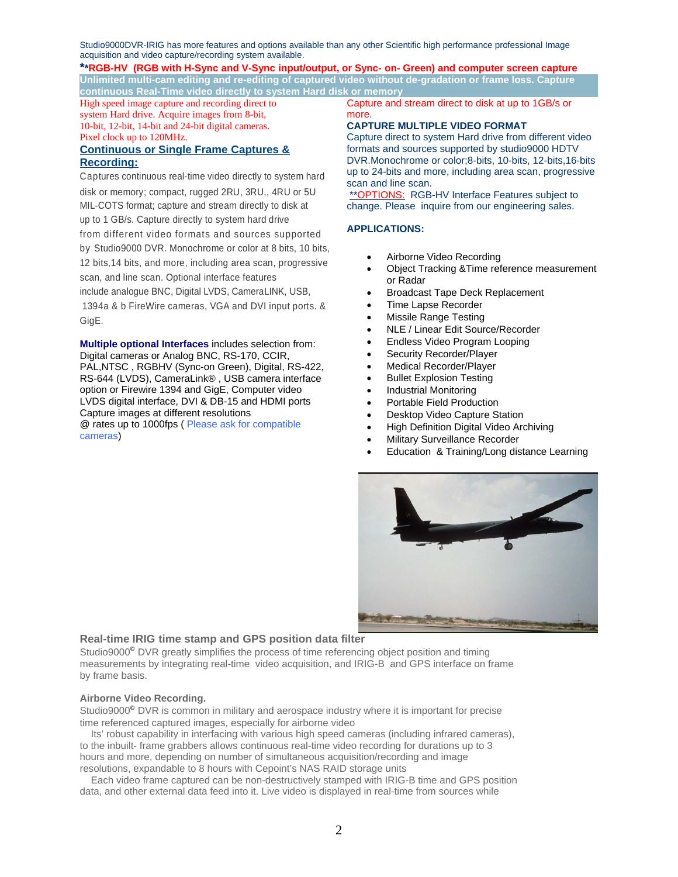Studio9000DVR-IRIG has more features and options available than any other Scientific high performance professional Image acquisition and video capture/recording system available.

****RGB-HV (RGB with H-Sync and V-Sync input/output, or Sync- on- Green) and computer screen capture**

**Unlimited multi-cam editing and re-editing of captured video without de-gradation or frame loss. Capture continuous Real-Time video directly to system Hard disk or memory**

High speed image capture and recording direct to system Hard drive. Acquire images from 8-bit, 10-bit, 12-bit, 14-bit and 24-bit digital cameras. Pixel clock up to 120MHz.

## Continuous or Single Frame Captures & Recording:

Captures continuous real-time video directly to system hard disk or memory; compact, rugged 2RU, 3RU,, 4RU or 5U MIL-COTS format; capture and stream directly to disk at up to 1 GB/s. Capture directly to system hard drive from different video formats and sources supported by Studio9000 DVR. Monochrome or color at 8 bits, 10 bits, 12 bits,14 bits, and more, including area scan, progressive scan, and line scan. Optional interface features include analogue BNC, Digital LVDS, CameraLINK, USB, 1394a & b FireWire cameras, VGA and DVI input ports. & GigE.

**Multiple optional Interfaces** includes selection from: Digital cameras or Analog BNC, RS-170, CCIR, PAL,NTSC , RGBHV (Sync-on Green), Digital, RS-422, RS-644 (LVDS), CameraLink® , USB camera interface option or Firewire 1394 and GigE, Computer video LVDS digital interface, DVI & DB-15 and HDMI ports Capture images at different resolutions @ rates up to 1000fps ( Please ask for compatible cameras)

Capture and stream direct to disk at up to 1GB/s or more.

**CAPTURE MULTIPLE VIDEO FORMAT**

Capture direct to system Hard drive from different video formats and sources supported by studio9000 HDTV DVR.Monochrome or color;8-bits, 10-bits, 12-bits,16-bits up to 24-bits and more, including area scan, progressive scan and line scan.

**OPTIONS: RGB-HV Interface Features subject to change. Please inquire from our engineering sales.

**APPLICATIONS:**

- Airborne Video Recording
- Object Tracking &Time reference measurement or Radar
- Broadcast Tape Deck Replacement
- Time Lapse Recorder
- Missile Range Testing
- NLE / Linear Edit Source/Recorder
- Endless Video Program Looping
- Security Recorder/Player
- Medical Recorder/Player
- Bullet Explosion Testing
- Industrial Monitoring
- Portable Field Production
- Desktop Video Capture Station
- High Definition Digital Video Archiving
- Military Surveillance Recorder
- Education & Training/Long distance Learning

### Real-time IRIG time stamp and GPS position data filter

Studio9000© DVR greatly simplifies the process of time referencing object position and timing measurements by integrating real-time video acquisition, and IRIG-B and GPS interface on frame by frame basis.

**Airborne Video Recording.**

Studio9000© DVR is common in military and aerospace industry where it is important for precise time referenced captured images, especially for airborne video

Its' robust capability in interfacing with various high speed cameras (including infrared cameras), to the inbuilt- frame grabbers allows continuous real-time video recording for durations up to 3 hours and more, depending on number of simultaneous acquisition/recording and image resolutions, expandable to 8 hours with Cepoint's NAS RAID storage units

Each video frame captured can be non-destructively stamped with IRIG-B time and GPS position data, and other external data feed into it. Live video is displayed in real-time from sources while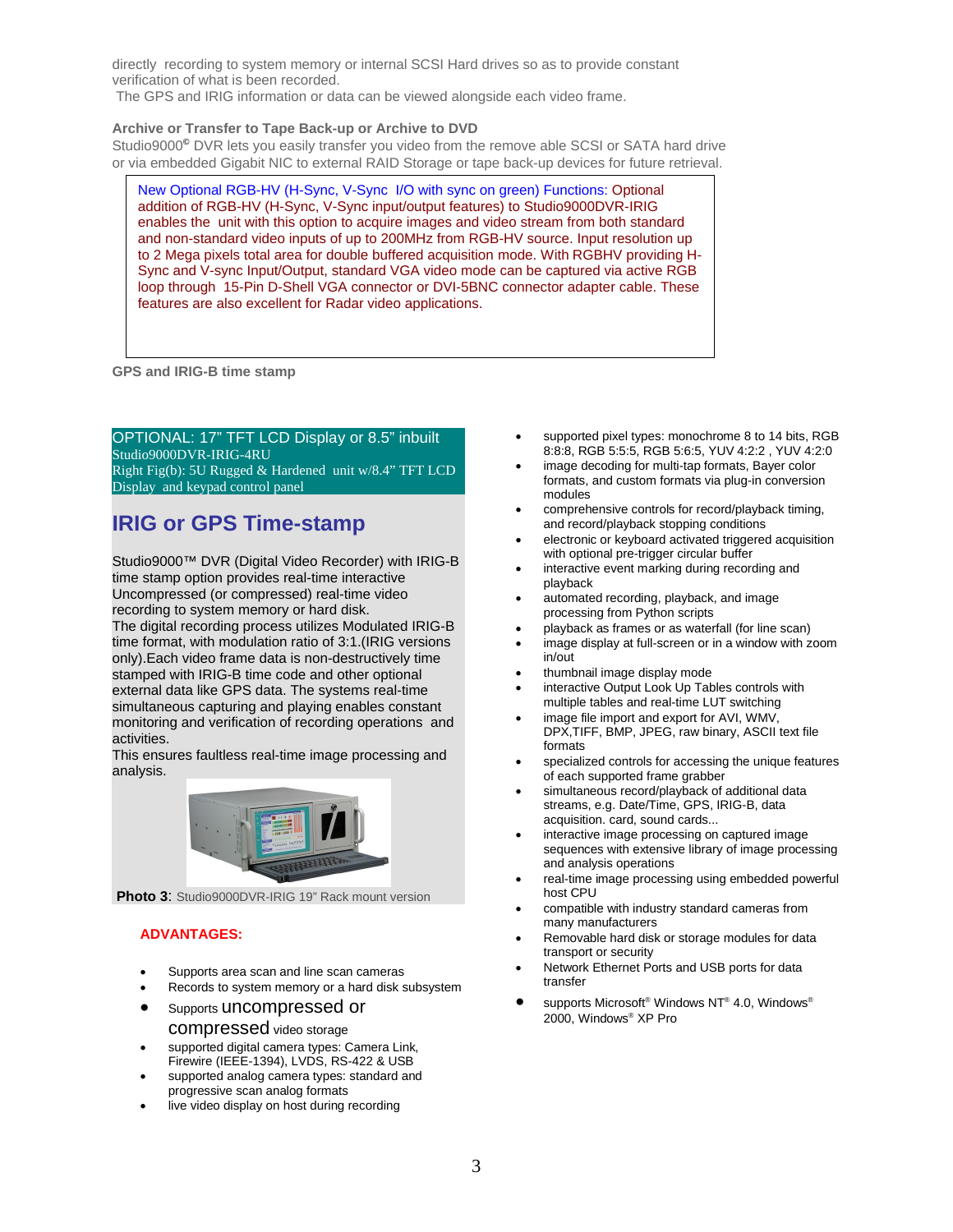directly recording to system memory or internal SCSI Hard drives so as to provide constant verification of what is been recorded.
The GPS and IRIG information or data can be viewed alongside each video frame.

**Archive or Transfer to Tape Back-up or Archive to DVD**

Studio9000© DVR lets you easily transfer you video from the remove able SCSI or SATA hard drive or via embedded Gigabit NIC to external RAID Storage or tape back-up devices for future retrieval.

New Optional RGB-HV (H-Sync, V-Sync I/O with sync on green) Functions: Optional addition of RGB-HV (H-Sync, V-Sync input/output features) to Studio9000DVR-IRIG enables the unit with this option to acquire images and video stream from both standard and non-standard video inputs of up to 200MHz from RGB-HV source. Input resolution up to 2 Mega pixels total area for double buffered acquisition mode. With RGBHV providing H-Sync and V-sync Input/Output, standard VGA video mode can be captured via active RGB loop through 15-Pin D-Shell VGA connector or DVI-5BNC connector adapter cable. These features are also excellent for Radar video applications.

**GPS and IRIG-B time stamp**

OPTIONAL: 17" TFT LCD Display or 8.5" inbuilt
Studio9000DVR-IRIG-4RU
Right Fig(b): 5U Rugged & Hardened unit w/8.4" TFT LCD Display and keypad control panel

## IRIG or GPS Time-stamp

Studio9000™ DVR (Digital Video Recorder) with IRIG-B time stamp option provides real-time interactive Uncompressed (or compressed) real-time video recording to system memory or hard disk.
The digital recording process utilizes Modulated IRIG-B time format, with modulation ratio of 3:1.(IRIG versions only).Each video frame data is non-destructively time stamped with IRIG-B time code and other optional external data like GPS data. The systems real-time simultaneous capturing and playing enables constant monitoring and verification of recording operations and activities.
This ensures faultless real-time image processing and analysis.

**Photo 3**: Studio9000DVR-IRIG 19" Rack mount version

**ADVANTAGES:**

- Supports area scan and line scan cameras
- Records to system memory or a hard disk subsystem
- Supports uncompressed or compressed video storage
- supported digital camera types: Camera Link, Firewire (IEEE-1394), LVDS, RS-422 & USB
- supported analog camera types: standard and progressive scan analog formats
- live video display on host during recording
- supported pixel types: monochrome 8 to 14 bits, RGB 8:8:8, RGB 5:5:5, RGB 5:6:5, YUV 4:2:2 , YUV 4:2:0
- image decoding for multi-tap formats, Bayer color formats, and custom formats via plug-in conversion modules
- comprehensive controls for record/playback timing, and record/playback stopping conditions
- electronic or keyboard activated triggered acquisition with optional pre-trigger circular buffer
- interactive event marking during recording and playback
- automated recording, playback, and image processing from Python scripts
- playback as frames or as waterfall (for line scan)
- image display at full-screen or in a window with zoom in/out
- thumbnail image display mode
- interactive Output Look Up Tables controls with multiple tables and real-time LUT switching
- image file import and export for AVI, WMV, DPX,TIFF, BMP, JPEG, raw binary, ASCII text file formats
- specialized controls for accessing the unique features of each supported frame grabber
- simultaneous record/playback of additional data streams, e.g. Date/Time, GPS, IRIG-B, data acquisition. card, sound cards...
- interactive image processing on captured image sequences with extensive library of image processing and analysis operations
- real-time image processing using embedded powerful host CPU
- compatible with industry standard cameras from many manufacturers
- Removable hard disk or storage modules for data transport or security
- Network Ethernet Ports and USB ports for data transfer
- supports Microsoft® Windows NT® 4.0, Windows® 2000, Windows® XP Pro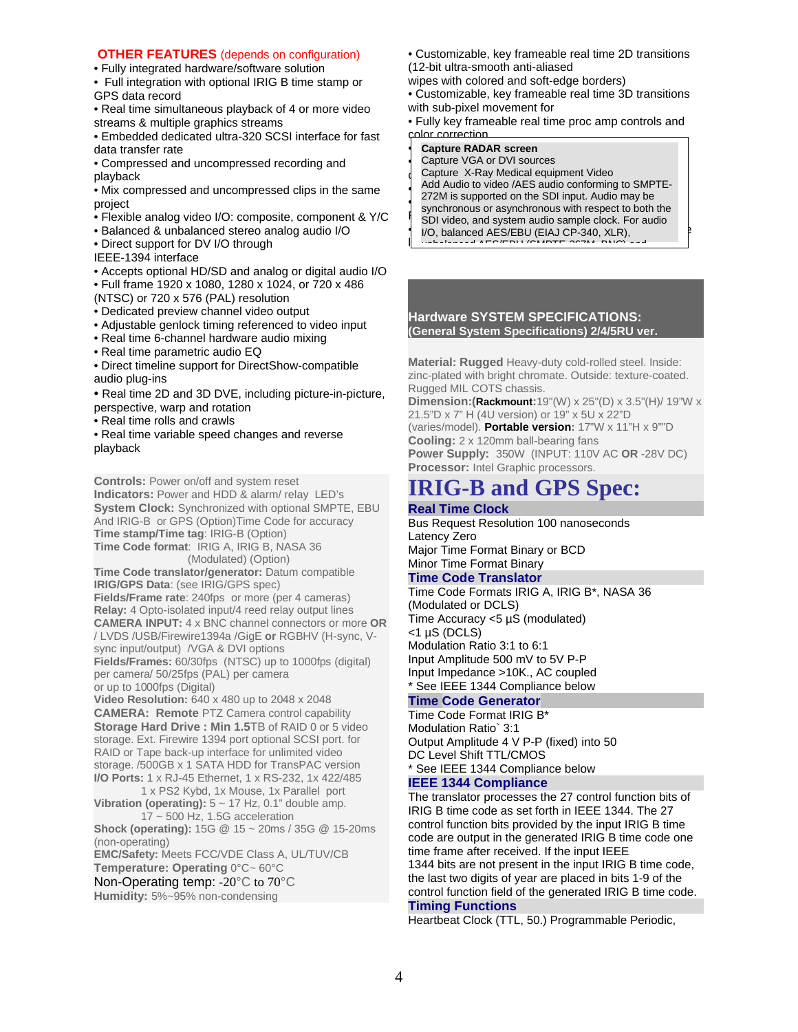## OTHER FEATURES (depends on configuration)

- Fully integrated hardware/software solution
- Full integration with optional IRIG B time stamp or GPS data record
- Real time simultaneous playback of 4 or more video streams & multiple graphics streams
- Embedded dedicated ultra-320 SCSI interface for fast data transfer rate
- Compressed and uncompressed recording and playback
- Mix compressed and uncompressed clips in the same project
- Flexible analog video I/O: composite, component & Y/C
- Balanced & unbalanced stereo analog audio I/O
- Direct support for DV I/O through IEEE-1394 interface
- Accepts optional HD/SD and analog or digital audio I/O
- Full frame 1920 x 1080, 1280 x 1024, or 720 x 486 (NTSC) or 720 x 576 (PAL) resolution
- Dedicated preview channel video output
- Adjustable genlock timing referenced to video input
- Real time 6-channel hardware audio mixing
- Real time parametric audio EQ
- Direct timeline support for DirectShow-compatible audio plug-ins
- Real time 2D and 3D DVE, including picture-in-picture, perspective, warp and rotation
- Real time rolls and crawls
- Real time variable speed changes and reverse playback

**Controls:** Power on/off and system reset
**Indicators:** Power and HDD & alarm/ relay LED's
**System Clock:** Synchronized with optional SMPTE, EBU And IRIG-B or GPS (Option)Time Code for accuracy
**Time stamp/Time tag**: IRIG-B (Option)
**Time Code format**: IRIG A, IRIG B, NASA 36 (Modulated) (Option)
**Time Code translator/generator:** Datum compatible
**IRIG/GPS Data**: (see IRIG/GPS spec)
**Fields/Frame rate**: 240fps or more (per 4 cameras)
**Relay:** 4 Opto-isolated input/4 reed relay output lines
**CAMERA INPUT:** 4 x BNC channel connectors or more **OR** / LVDS /USB/Firewire1394a /GigE **or** RGBHV (H-sync, V-sync input/output) /VGA & DVI options
**Fields/Frames:** 60/30fps (NTSC) up to 1000fps (digital) per camera/ 50/25fps (PAL) per camera or up to 1000fps (Digital)
**Video Resolution:** 640 x 480 up to 2048 x 2048
**CAMERA: Remote** PTZ Camera control capability
**Storage Hard Drive : Min 1.5**TB of RAID 0 or 5 video storage. Ext. Firewire 1394 port optional SCSI port. for RAID or Tape back-up interface for unlimited video storage. /500GB x 1 SATA HDD for TransPAC version
**I/O Ports:** 1 x RJ-45 Ethernet, 1 x RS-232, 1x 422/485
1 x PS2 Kybd, 1x Mouse, 1x Parallel port
**Vibration (operating):** 5 ~ 17 Hz, 0.1" double amp.
17 ~ 500 Hz, 1.5G acceleration
**Shock (operating):** 15G @ 15 ~ 20ms / 35G @ 15-20ms (non-operating)
**EMC/Safety:** Meets FCC/VDE Class A, UL/TUV/CB
**Temperature: Operating** 0°C~ 60°C
Non-Operating temp: -20°C to 70°C
**Humidity:** 5%~95% non-condensing

- Customizable, key frameable real time 2D transitions (12-bit ultra-smooth anti-aliased wipes with colored and soft-edge borders)
- Customizable, key frameable real time 3D transitions with sub-pixel movement for
- Fully key frameable real time proc amp controls and color correction

**Capture RADAR screen**
Capture VGA or DVI sources
Capture X-Ray Medical equipment Video
Add Audio to video /AES audio conforming to SMPTE-272M is supported on the SDI input. Audio may be synchronous or asynchronous with respect to both the SDI video, and system audio sample clock. For audio I/O, balanced AES/EBU (EIAJ CP-340, XLR),

## Hardware SYSTEM SPECIFICATIONS:
**(General System Specifications) 2/4/5RU ver.**

**Material: Rugged** Heavy-duty cold-rolled steel. Inside: zinc-plated with bright chromate. Outside: texture-coated. Rugged MIL COTS chassis.
**Dimension:(Rackmount:**19"(W) x 25"(D) x 3.5"(H)/ 19"W x 21.5"D x 7" H (4U version) or 19" x 5U x 22"D (varies/model). **Portable version**: 17"W x 11"H x 9""D
**Cooling:** 2 x 120mm ball-bearing fans
**Power Supply:** 350W (INPUT: 110V AC **OR** -28V DC)
**Processor:** Intel Graphic processors.

# IRIG-B and GPS Spec:

### Real Time Clock

Bus Request Resolution 100 nanoseconds
Latency Zero
Major Time Format Binary or BCD
Minor Time Format Binary

### Time Code Translator

Time Code Formats IRIG A, IRIG B*, NASA 36 (Modulated or DCLS)
Time Accuracy <5 µS (modulated)
<1 µS (DCLS)
Modulation Ratio 3:1 to 6:1
Input Amplitude 500 mV to 5V P-P
Input Impedance >10K., AC coupled
* See IEEE 1344 Compliance below

### Time Code Generator

Time Code Format IRIG B*
Modulation Ratio` 3:1
Output Amplitude 4 V P-P (fixed) into 50
DC Level Shift TTL/CMOS
* See IEEE 1344 Compliance below

### IEEE 1344 Compliance

The translator processes the 27 control function bits of IRIG B time code as set forth in IEEE 1344. The 27 control function bits provided by the input IRIG B time code are output in the generated IRIG B time code one time frame after received. If the input IEEE 1344 bits are not present in the input IRIG B time code, the last two digits of year are placed in bits 1-9 of the control function field of the generated IRIG B time code.

### Timing Functions

Heartbeat Clock (TTL, 50.) Programmable Periodic,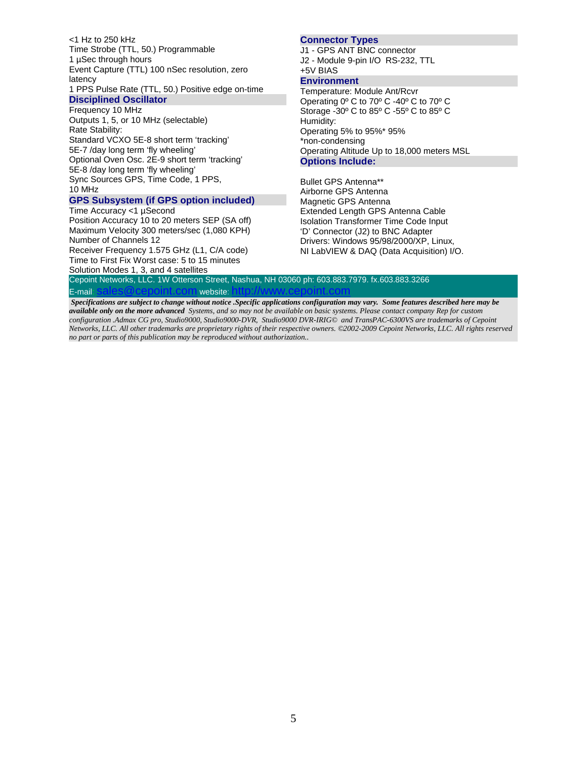<1 Hz to 250 kHz
Time Strobe (TTL, 50.) Programmable
1 µSec through hours
Event Capture (TTL) 100 nSec resolution, zero latency
1 PPS Pulse Rate (TTL, 50.) Positive edge on-time

## Disciplined Oscillator

Frequency 10 MHz
Outputs 1, 5, or 10 MHz (selectable)
Rate Stability:
Standard VCXO 5E-8 short term 'tracking'
5E-7 /day long term 'fly wheeling'
Optional Oven Osc. 2E-9 short term 'tracking'
5E-8 /day long term 'fly wheeling'
Sync Sources GPS, Time Code, 1 PPS, 10 MHz

## GPS Subsystem (if GPS option included)

Time Accuracy <1 µSecond
Position Accuracy 10 to 20 meters SEP (SA off)
Maximum Velocity 300 meters/sec (1,080 KPH)
Number of Channels 12
Receiver Frequency 1.575 GHz (L1, C/A code)
Time to First Fix Worst case: 5 to 15 minutes
Solution Modes 1, 3, and 4 satellites

## Connector Types

J1 - GPS ANT BNC connector
J2 - Module 9-pin I/O RS-232, TTL
+5V BIAS

## Environment

Temperature: Module Ant/Rcvr
Operating 0º C to 70º C -40º C to 70º C
Storage -30º C to 85º C -55º C to 85º C
Humidity:
Operating 5% to 95%* 95%
*non-condensing
Operating Altitude Up to 18,000 meters MSL

## Options Include:

Bullet GPS Antenna**
Airborne GPS Antenna
Magnetic GPS Antenna
Extended Length GPS Antenna Cable
Isolation Transformer Time Code Input
'D' Connector (J2) to BNC Adapter
Drivers: Windows 95/98/2000/XP, Linux,
NI LabVIEW & DAQ (Data Acquisition) I/O.

Cepoint Networks, LLC. 1W Otterson Street, Nashua, NH 03060 ph: 603.883.7979. fx.603.883.3266
E-mail: sales@cepoint.com website: http://www.cepoint.com

***Specifications are subject to change without notice .Specific applications configuration may vary. Some features described here may be available only on the more advanced*** *Systems, and so may not be available on basic systems. Please contact company Rep for custom configuration .Admax CG pro, Studio9000, Studio9000-DVR, Studio9000 DVR-IRIG© and TransPAC-6300VS are trademarks of Cepoint Networks, LLC. All other trademarks are proprietary rights of their respective owners. ©2002-2009 Cepoint Networks, LLC. All rights reserved no part or parts of this publication may be reproduced without authorization..*